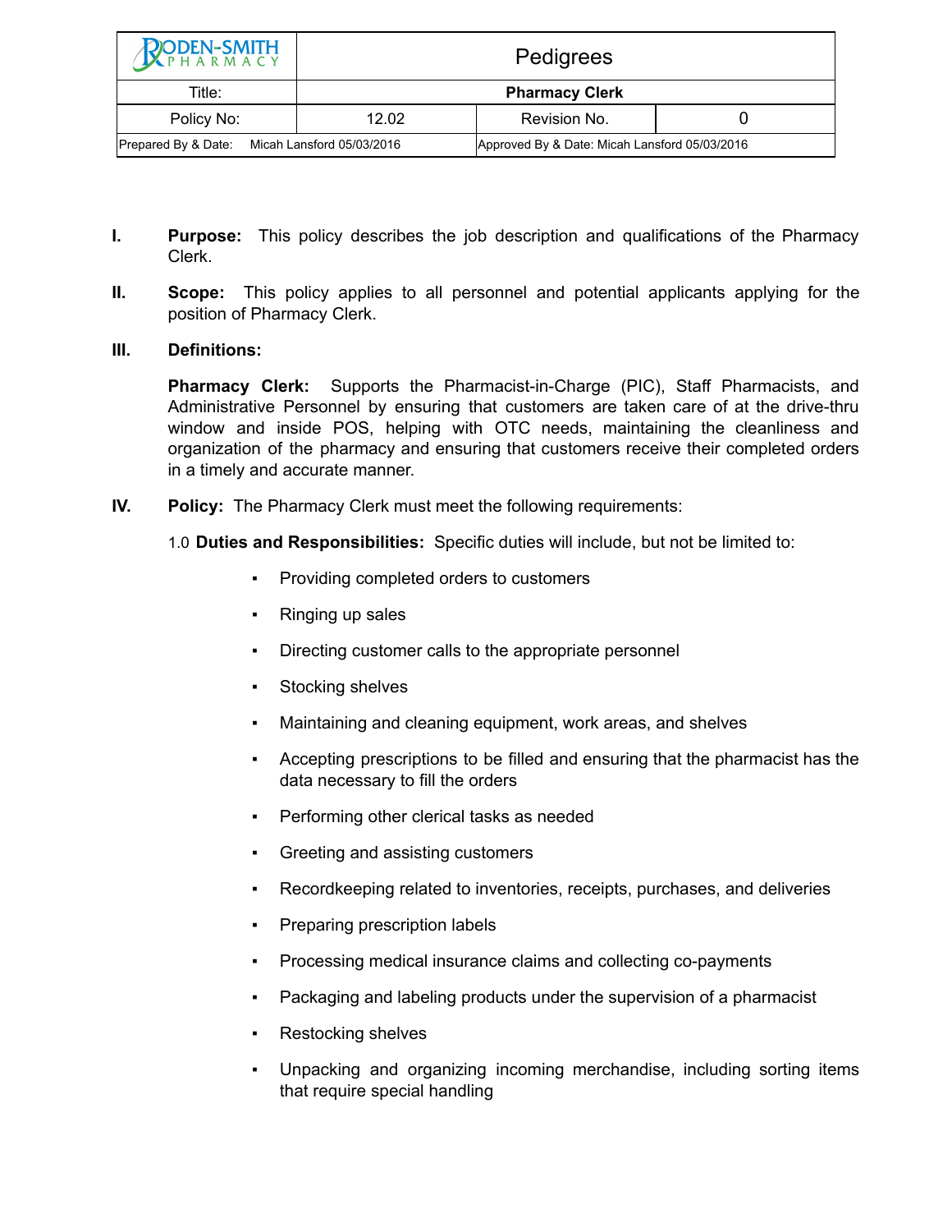| RODEN-SMITH PHARMACY | Pedigrees | | |
|---|---|---|---|
| Title: | **Pharmacy Clerk** | | |
| Policy No: | 12.02 | Revision No. | 0 |
| Prepared By & Date: Micah Lansford 05/03/2016 | | Approved By & Date: Micah Lansford 05/03/2016 | |

**I. Purpose:** This policy describes the job description and qualifications of the Pharmacy Clerk.

**II. Scope:** This policy applies to all personnel and potential applicants applying for the position of Pharmacy Clerk.

**III. Definitions:**

**Pharmacy Clerk:** Supports the Pharmacist-in-Charge (PIC), Staff Pharmacists, and Administrative Personnel by ensuring that customers are taken care of at the drive-thru window and inside POS, helping with OTC needs, maintaining the cleanliness and organization of the pharmacy and ensuring that customers receive their completed orders in a timely and accurate manner.

**IV. Policy:** The Pharmacy Clerk must meet the following requirements:

1.0 **Duties and Responsibilities:** Specific duties will include, but not be limited to:

- Providing completed orders to customers
- Ringing up sales
- Directing customer calls to the appropriate personnel
- Stocking shelves
- Maintaining and cleaning equipment, work areas, and shelves
- Accepting prescriptions to be filled and ensuring that the pharmacist has the data necessary to fill the orders
- Performing other clerical tasks as needed
- Greeting and assisting customers
- Recordkeeping related to inventories, receipts, purchases, and deliveries
- Preparing prescription labels
- Processing medical insurance claims and collecting co-payments
- Packaging and labeling products under the supervision of a pharmacist
- Restocking shelves
- Unpacking and organizing incoming merchandise, including sorting items that require special handling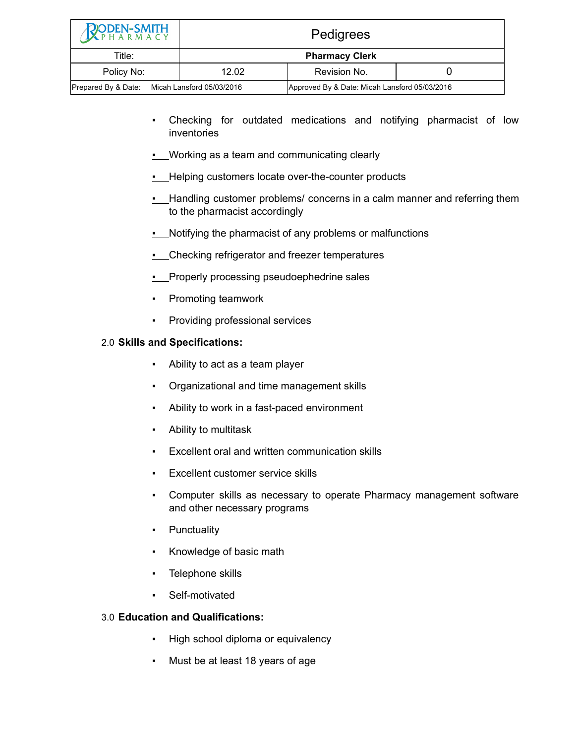| RODEN-SMITH PHARMACY | Pedigrees | | |
|---|---|---|---|
| Title: | Pharmacy Clerk | | |
| Policy No: | 12.02 | Revision No. | 0 |
| Prepared By & Date: Micah Lansford 05/03/2016 | | Approved By & Date: Micah Lansford 05/03/2016 | |

- Checking for outdated medications and notifying pharmacist of low inventories
- Working as a team and communicating clearly
- Helping customers locate over-the-counter products
- Handling customer problems/ concerns in a calm manner and referring them to the pharmacist accordingly
- Notifying the pharmacist of any problems or malfunctions
- Checking refrigerator and freezer temperatures
- Properly processing pseudoephedrine sales
- Promoting teamwork
- Providing professional services

## 2.0 Skills and Specifications:

- Ability to act as a team player
- Organizational and time management skills
- Ability to work in a fast-paced environment
- Ability to multitask
- Excellent oral and written communication skills
- Excellent customer service skills
- Computer skills as necessary to operate Pharmacy management software and other necessary programs
- Punctuality
- Knowledge of basic math
- Telephone skills
- Self-motivated

## 3.0 Education and Qualifications:

- High school diploma or equivalency
- Must be at least 18 years of age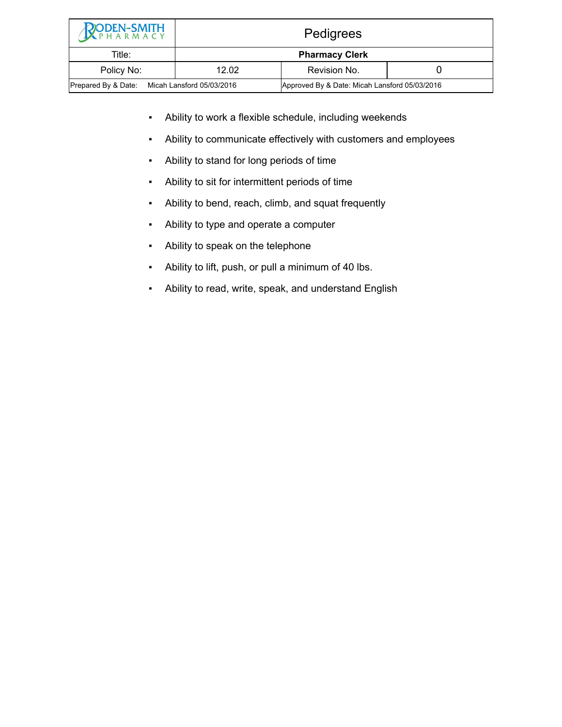| RODEN-SMITH PHARMACY | Pedigrees | | |
|---|---|---|---|
| Title: | **Pharmacy Clerk** | | |
| Policy No: | 12.02 | Revision No. | 0 |
| Prepared By & Date: Micah Lansford 05/03/2016 | | Approved By & Date: Micah Lansford 05/03/2016 | |

- Ability to work a flexible schedule, including weekends
- Ability to communicate effectively with customers and employees
- Ability to stand for long periods of time
- Ability to sit for intermittent periods of time
- Ability to bend, reach, climb, and squat frequently
- Ability to type and operate a computer
- Ability to speak on the telephone
- Ability to lift, push, or pull a minimum of 40 lbs.
- Ability to read, write, speak, and understand English